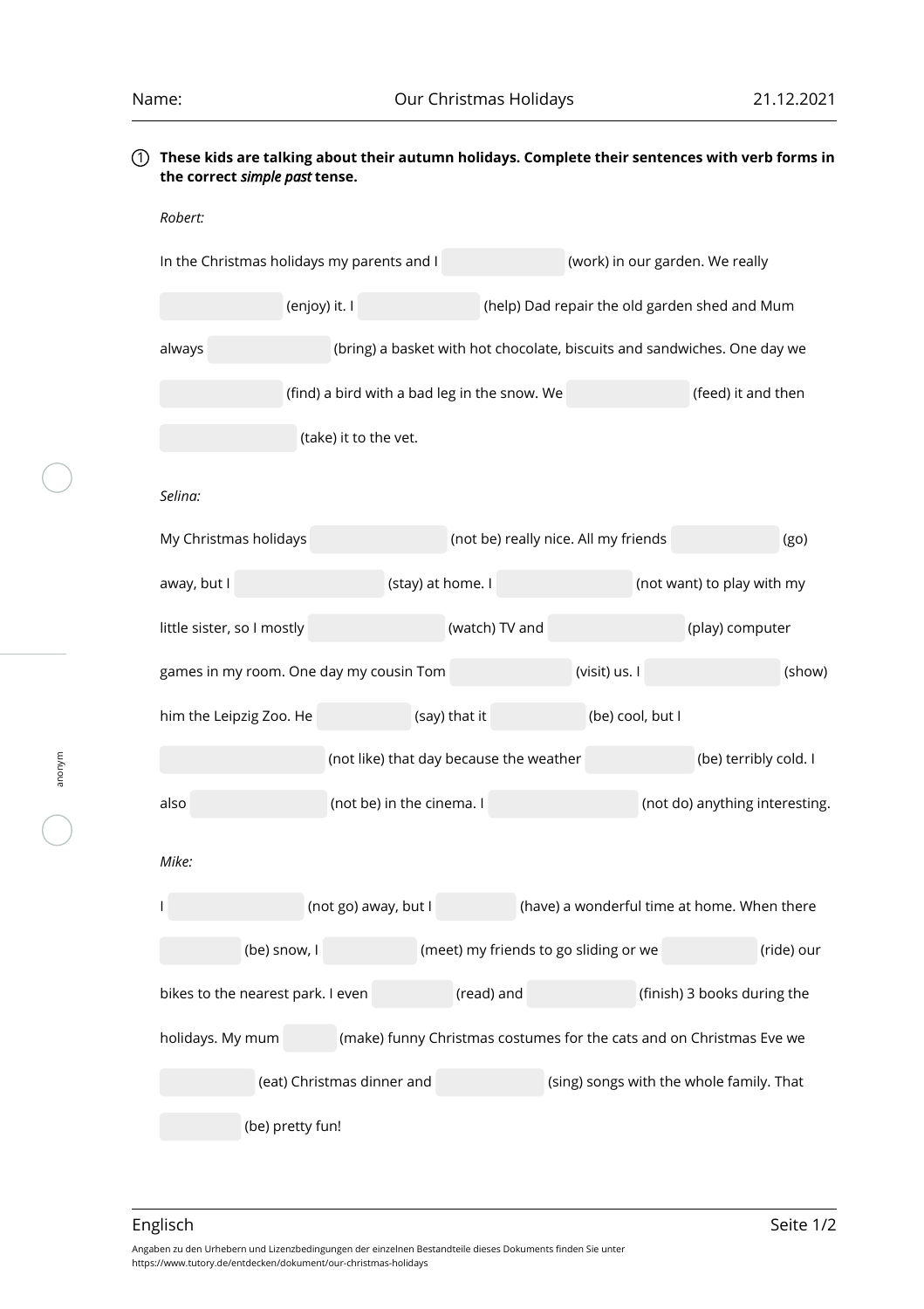Name: Our Christmas Holidays 21.12.2021

① **These kids are talking about their autumn holidays. Complete their sentences with verb forms in the correct *simple past* tense.**

*Robert:*

In the Christmas holidays my parents and I ________ (work) in our garden. We really ________ (enjoy) it. I ________ (help) Dad repair the old garden shed and Mum always ________ (bring) a basket with hot chocolate, biscuits and sandwiches. One day we ________ (find) a bird with a bad leg in the snow. We ________ (feed) it and then ________ (take) it to the vet.

*Selina:*

My Christmas holidays ________ (not be) really nice. All my friends ________ (go) away, but I ________ (stay) at home. I ________ (not want) to play with my little sister, so I mostly ________ (watch) TV and ________ (play) computer games in my room. One day my cousin Tom ________ (visit) us. I ________ (show) him the Leipzig Zoo. He ________ (say) that it ________ (be) cool, but I ________ (not like) that day because the weather ________ (be) terribly cold. I also ________ (not be) in the cinema. I ________ (not do) anything interesting.

*Mike:*

I ________ (not go) away, but I ________ (have) a wonderful time at home. When there ________ (be) snow, I ________ (meet) my friends to go sliding or we ________ (ride) our bikes to the nearest park. I even ________ (read) and ________ (finish) 3 books during the holidays. My mum ________ (make) funny Christmas costumes for the cats and on Christmas Eve we ________ (eat) Christmas dinner and ________ (sing) songs with the whole family. That ________ (be) pretty fun!

Angaben zu den Urhebern und Lizenzbedingungen der einzelnen Bestandteile dieses Dokuments finden Sie unter https://www.tutory.de/entdecken/dokument/our-christmas-holidays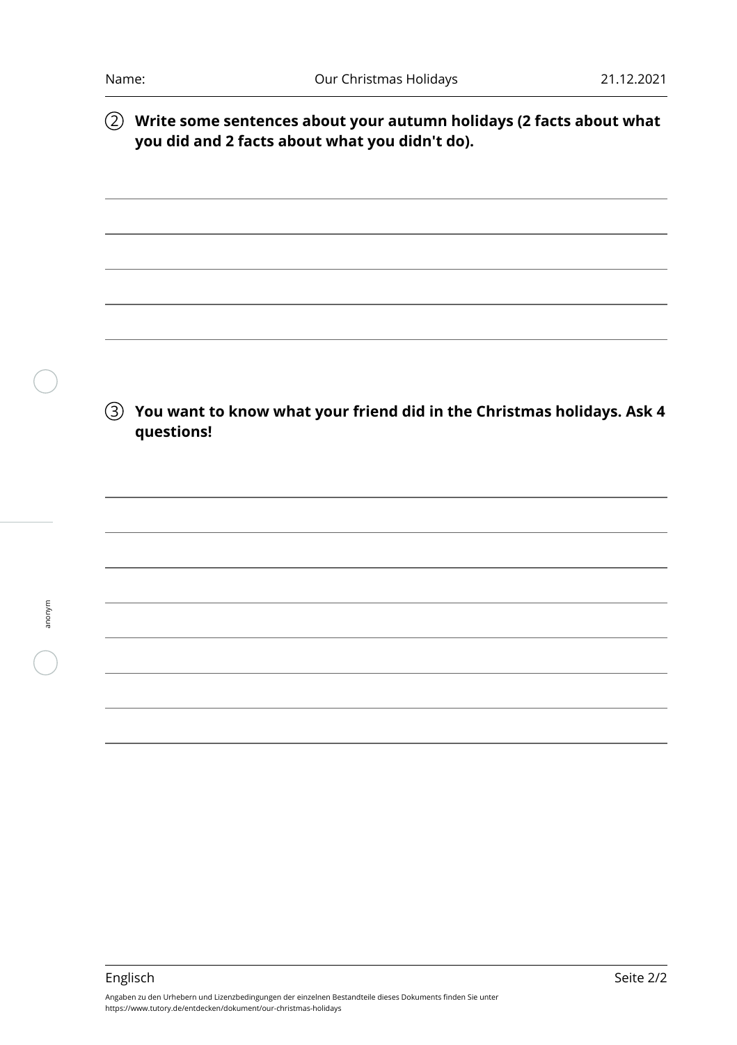② **Write some sentences about your autumn holidays (2 facts about what you did and 2 facts about what you didn't do).**

③ **You want to know what your friend did in the Christmas holidays. Ask 4 questions!**

Angaben zu den Urhebern und Lizenzbedingungen der einzelnen Bestandteile dieses Dokuments finden Sie unter https://www.tutory.de/entdecken/dokument/our-christmas-holidays